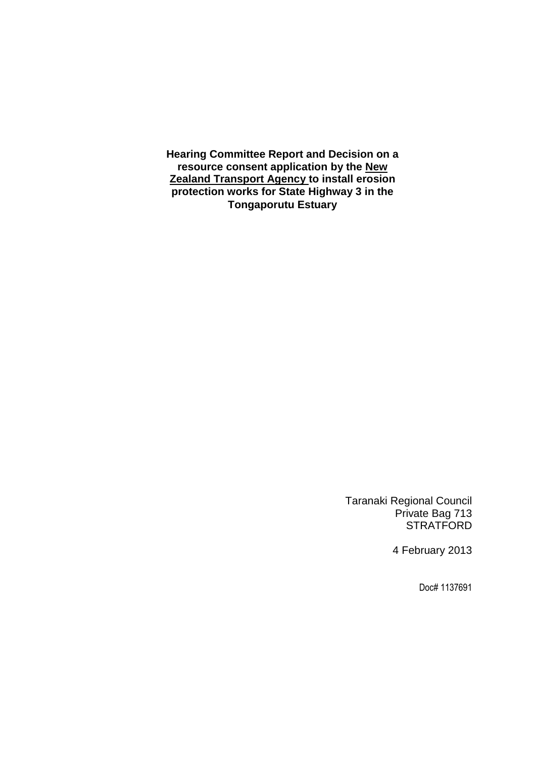**Hearing Committee Report and Decision on a resource consent application by the <u>New Zealand Transport Agency</u> to install erosion protection works for State Highway 3 in the Tongaporutu Estuary**

Taranaki Regional Council
Private Bag 713
STRATFORD

4 February 2013

Doc# 1137691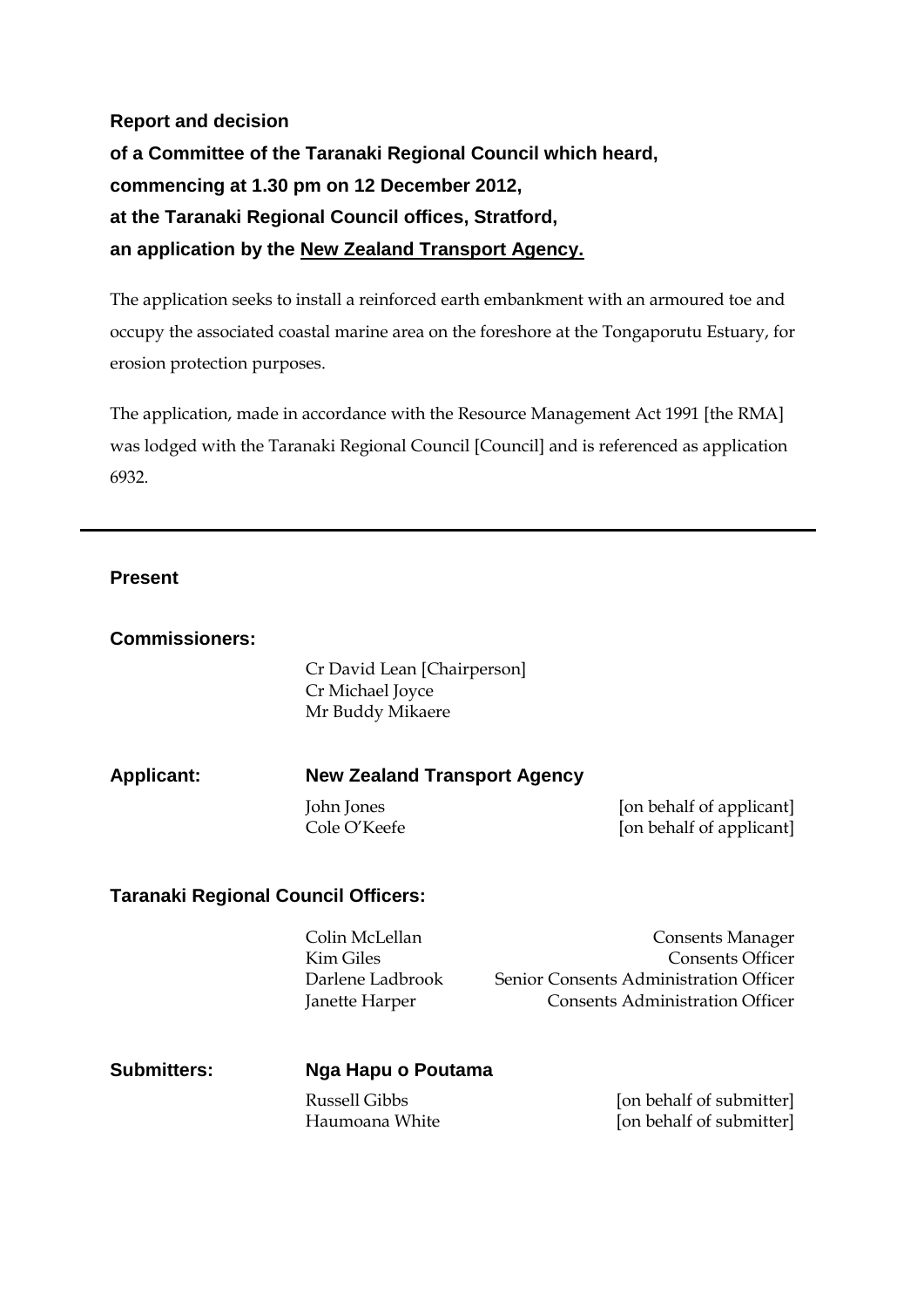**Report and decision**

**of a Committee of the Taranaki Regional Council which heard,**

**commencing at 1.30 pm on 12 December 2012,**

**at the Taranaki Regional Council offices, Stratford,**

**an application by the New Zealand Transport Agency.**

The application seeks to install a reinforced earth embankment with an armoured toe and occupy the associated coastal marine area on the foreshore at the Tongaporutu Estuary, for erosion protection purposes.

The application, made in accordance with the Resource Management Act 1991 [the RMA] was lodged with the Taranaki Regional Council [Council] and is referenced as application 6932.

---

**Present**

**Commissioners:**

Cr David Lean [Chairperson]
Cr Michael Joyce
Mr Buddy Mikaere

**Applicant:** **New Zealand Transport Agency**

| | |
|---|---|
| John Jones | [on behalf of applicant] |
| Cole O'Keefe | [on behalf of applicant] |

**Taranaki Regional Council Officers:**

| | |
|---|---|
| Colin McLellan | Consents Manager |
| Kim Giles | Consents Officer |
| Darlene Ladbrook | Senior Consents Administration Officer |
| Janette Harper | Consents Administration Officer |

**Submitters:** **Nga Hapu o Poutama**

| | |
|---|---|
| Russell Gibbs | [on behalf of submitter] |
| Haumoana White | [on behalf of submitter] |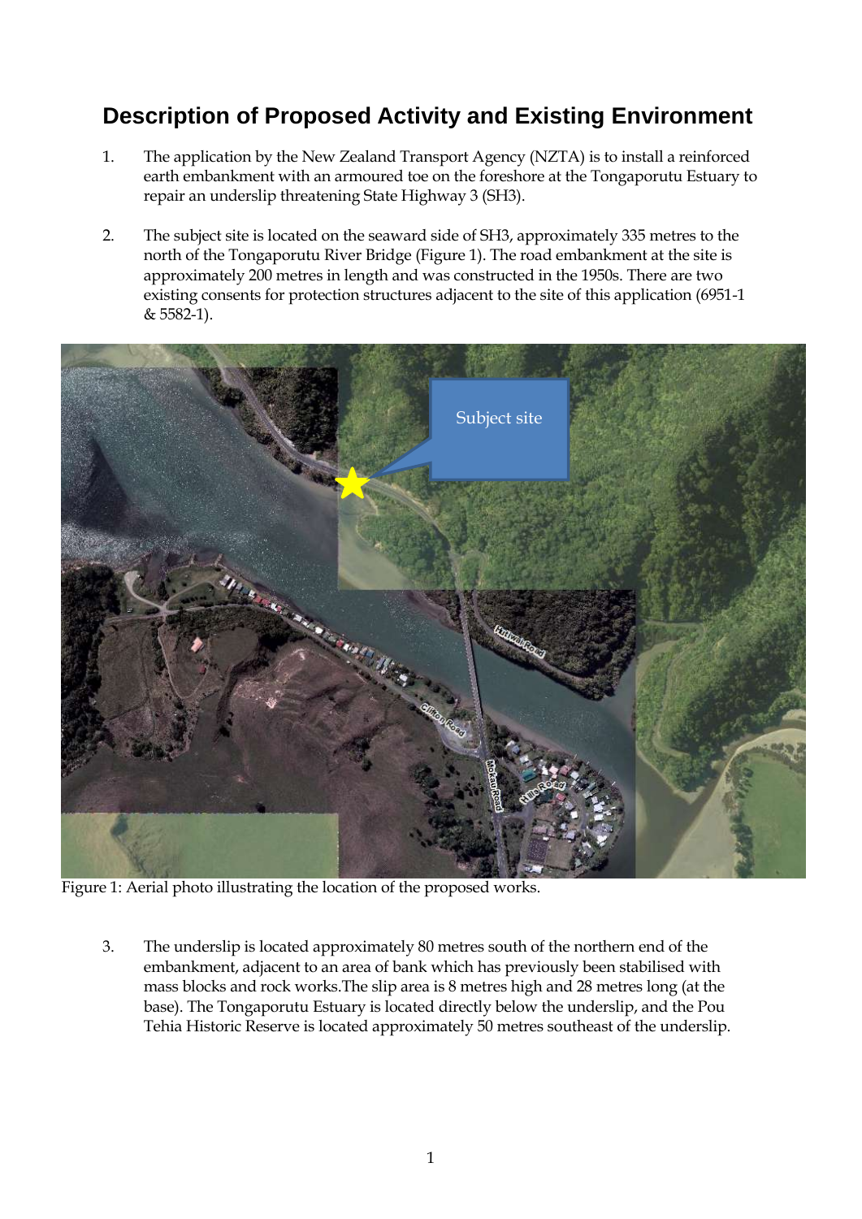# Description of Proposed Activity and Existing Environment

1. The application by the New Zealand Transport Agency (NZTA) is to install a reinforced earth embankment with an armoured toe on the foreshore at the Tongaporutu Estuary to repair an underslip threatening State Highway 3 (SH3).

2. The subject site is located on the seaward side of SH3, approximately 335 metres to the north of the Tongaporutu River Bridge (Figure 1). The road embankment at the site is approximately 200 metres in length and was constructed in the 1950s. There are two existing consents for protection structures adjacent to the site of this application (6951-1 & 5582-1).

Figure 1: Aerial photo illustrating the location of the proposed works.

3. The underslip is located approximately 80 metres south of the northern end of the embankment, adjacent to an area of bank which has previously been stabilised with mass blocks and rock works.The slip area is 8 metres high and 28 metres long (at the base). The Tongaporutu Estuary is located directly below the underslip, and the Pou Tehia Historic Reserve is located approximately 50 metres southeast of the underslip.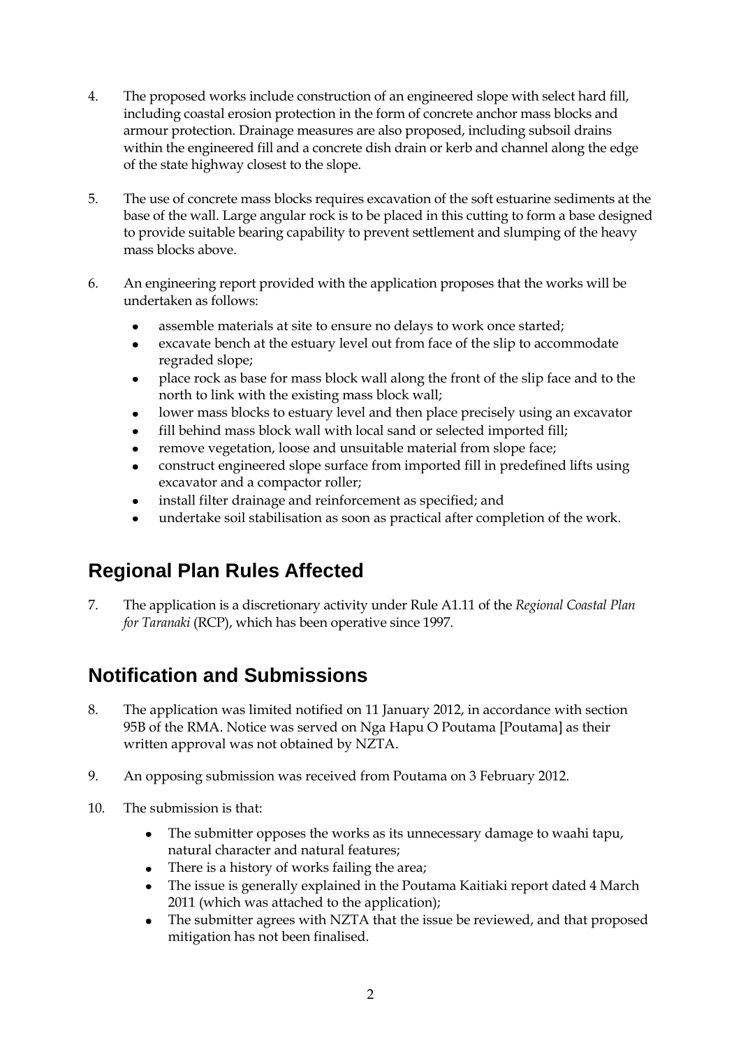4. The proposed works include construction of an engineered slope with select hard fill, including coastal erosion protection in the form of concrete anchor mass blocks and armour protection. Drainage measures are also proposed, including subsoil drains within the engineered fill and a concrete dish drain or kerb and channel along the edge of the state highway closest to the slope.

5. The use of concrete mass blocks requires excavation of the soft estuarine sediments at the base of the wall. Large angular rock is to be placed in this cutting to form a base designed to provide suitable bearing capability to prevent settlement and slumping of the heavy mass blocks above.

6. An engineering report provided with the application proposes that the works will be undertaken as follows:

   - assemble materials at site to ensure no delays to work once started;
   - excavate bench at the estuary level out from face of the slip to accommodate regraded slope;
   - place rock as base for mass block wall along the front of the slip face and to the north to link with the existing mass block wall;
   - lower mass blocks to estuary level and then place precisely using an excavator
   - fill behind mass block wall with local sand or selected imported fill;
   - remove vegetation, loose and unsuitable material from slope face;
   - construct engineered slope surface from imported fill in predefined lifts using excavator and a compactor roller;
   - install filter drainage and reinforcement as specified; and
   - undertake soil stabilisation as soon as practical after completion of the work.

## Regional Plan Rules Affected

7. The application is a discretionary activity under Rule A1.11 of the *Regional Coastal Plan for Taranaki* (RCP), which has been operative since 1997.

## Notification and Submissions

8. The application was limited notified on 11 January 2012, in accordance with section 95B of the RMA. Notice was served on Nga Hapu O Poutama [Poutama] as their written approval was not obtained by NZTA.

9. An opposing submission was received from Poutama on 3 February 2012.

10. The submission is that:

    - The submitter opposes the works as its unnecessary damage to waahi tapu, natural character and natural features;
    - There is a history of works failing the area;
    - The issue is generally explained in the Poutama Kaitiaki report dated 4 March 2011 (which was attached to the application);
    - The submitter agrees with NZTA that the issue be reviewed, and that proposed mitigation has not been finalised.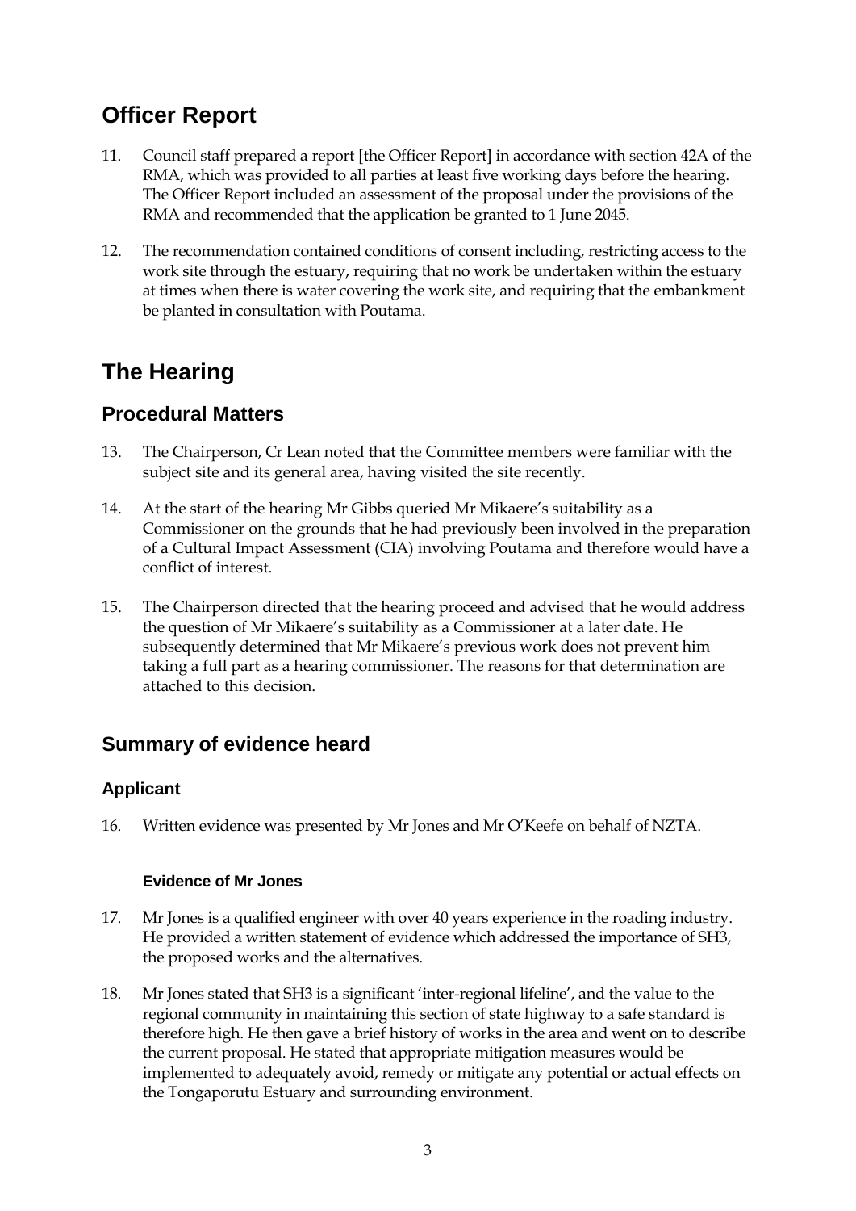# Officer Report

11. Council staff prepared a report [the Officer Report] in accordance with section 42A of the RMA, which was provided to all parties at least five working days before the hearing. The Officer Report included an assessment of the proposal under the provisions of the RMA and recommended that the application be granted to 1 June 2045.

12. The recommendation contained conditions of consent including, restricting access to the work site through the estuary, requiring that no work be undertaken within the estuary at times when there is water covering the work site, and requiring that the embankment be planted in consultation with Poutama.

# The Hearing

## Procedural Matters

13. The Chairperson, Cr Lean noted that the Committee members were familiar with the subject site and its general area, having visited the site recently.

14. At the start of the hearing Mr Gibbs queried Mr Mikaere's suitability as a Commissioner on the grounds that he had previously been involved in the preparation of a Cultural Impact Assessment (CIA) involving Poutama and therefore would have a conflict of interest.

15. The Chairperson directed that the hearing proceed and advised that he would address the question of Mr Mikaere's suitability as a Commissioner at a later date. He subsequently determined that Mr Mikaere's previous work does not prevent him taking a full part as a hearing commissioner. The reasons for that determination are attached to this decision.

## Summary of evidence heard

### Applicant

16. Written evidence was presented by Mr Jones and Mr O'Keefe on behalf of NZTA.

#### Evidence of Mr Jones

17. Mr Jones is a qualified engineer with over 40 years experience in the roading industry. He provided a written statement of evidence which addressed the importance of SH3, the proposed works and the alternatives.

18. Mr Jones stated that SH3 is a significant 'inter-regional lifeline', and the value to the regional community in maintaining this section of state highway to a safe standard is therefore high. He then gave a brief history of works in the area and went on to describe the current proposal. He stated that appropriate mitigation measures would be implemented to adequately avoid, remedy or mitigate any potential or actual effects on the Tongaporutu Estuary and surrounding environment.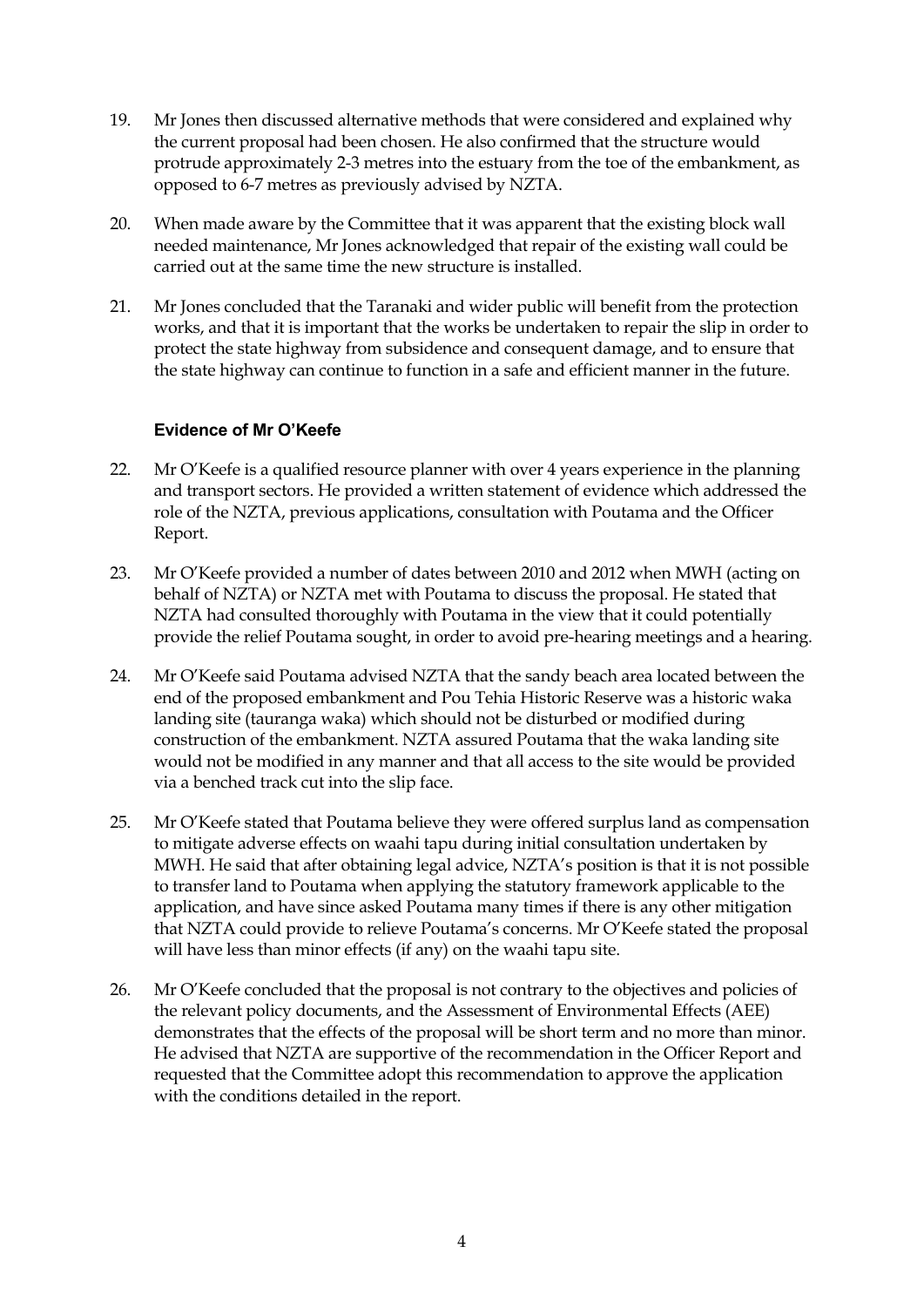19. Mr Jones then discussed alternative methods that were considered and explained why the current proposal had been chosen. He also confirmed that the structure would protrude approximately 2-3 metres into the estuary from the toe of the embankment, as opposed to 6-7 metres as previously advised by NZTA.

20. When made aware by the Committee that it was apparent that the existing block wall needed maintenance, Mr Jones acknowledged that repair of the existing wall could be carried out at the same time the new structure is installed.

21. Mr Jones concluded that the Taranaki and wider public will benefit from the protection works, and that it is important that the works be undertaken to repair the slip in order to protect the state highway from subsidence and consequent damage, and to ensure that the state highway can continue to function in a safe and efficient manner in the future.

### Evidence of Mr O'Keefe

22. Mr O'Keefe is a qualified resource planner with over 4 years experience in the planning and transport sectors. He provided a written statement of evidence which addressed the role of the NZTA, previous applications, consultation with Poutama and the Officer Report.

23. Mr O'Keefe provided a number of dates between 2010 and 2012 when MWH (acting on behalf of NZTA) or NZTA met with Poutama to discuss the proposal. He stated that NZTA had consulted thoroughly with Poutama in the view that it could potentially provide the relief Poutama sought, in order to avoid pre-hearing meetings and a hearing.

24. Mr O'Keefe said Poutama advised NZTA that the sandy beach area located between the end of the proposed embankment and Pou Tehia Historic Reserve was a historic waka landing site (tauranga waka) which should not be disturbed or modified during construction of the embankment. NZTA assured Poutama that the waka landing site would not be modified in any manner and that all access to the site would be provided via a benched track cut into the slip face.

25. Mr O'Keefe stated that Poutama believe they were offered surplus land as compensation to mitigate adverse effects on waahi tapu during initial consultation undertaken by MWH. He said that after obtaining legal advice, NZTA's position is that it is not possible to transfer land to Poutama when applying the statutory framework applicable to the application, and have since asked Poutama many times if there is any other mitigation that NZTA could provide to relieve Poutama's concerns. Mr O'Keefe stated the proposal will have less than minor effects (if any) on the waahi tapu site.

26. Mr O'Keefe concluded that the proposal is not contrary to the objectives and policies of the relevant policy documents, and the Assessment of Environmental Effects (AEE) demonstrates that the effects of the proposal will be short term and no more than minor. He advised that NZTA are supportive of the recommendation in the Officer Report and requested that the Committee adopt this recommendation to approve the application with the conditions detailed in the report.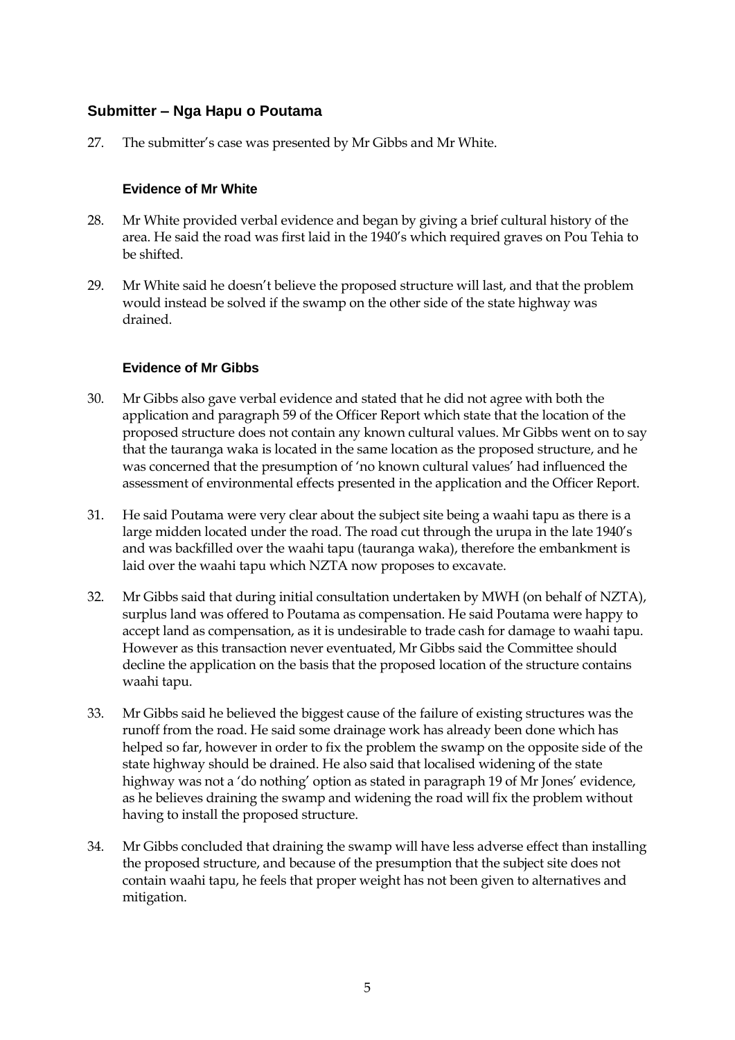## Submitter – Nga Hapu o Poutama

27. The submitter's case was presented by Mr Gibbs and Mr White.

### Evidence of Mr White

28. Mr White provided verbal evidence and began by giving a brief cultural history of the area. He said the road was first laid in the 1940's which required graves on Pou Tehia to be shifted.

29. Mr White said he doesn't believe the proposed structure will last, and that the problem would instead be solved if the swamp on the other side of the state highway was drained.

### Evidence of Mr Gibbs

30. Mr Gibbs also gave verbal evidence and stated that he did not agree with both the application and paragraph 59 of the Officer Report which state that the location of the proposed structure does not contain any known cultural values. Mr Gibbs went on to say that the tauranga waka is located in the same location as the proposed structure, and he was concerned that the presumption of 'no known cultural values' had influenced the assessment of environmental effects presented in the application and the Officer Report.

31. He said Poutama were very clear about the subject site being a waahi tapu as there is a large midden located under the road. The road cut through the urupa in the late 1940's and was backfilled over the waahi tapu (tauranga waka), therefore the embankment is laid over the waahi tapu which NZTA now proposes to excavate.

32. Mr Gibbs said that during initial consultation undertaken by MWH (on behalf of NZTA), surplus land was offered to Poutama as compensation. He said Poutama were happy to accept land as compensation, as it is undesirable to trade cash for damage to waahi tapu. However as this transaction never eventuated, Mr Gibbs said the Committee should decline the application on the basis that the proposed location of the structure contains waahi tapu.

33. Mr Gibbs said he believed the biggest cause of the failure of existing structures was the runoff from the road. He said some drainage work has already been done which has helped so far, however in order to fix the problem the swamp on the opposite side of the state highway should be drained. He also said that localised widening of the state highway was not a 'do nothing' option as stated in paragraph 19 of Mr Jones' evidence, as he believes draining the swamp and widening the road will fix the problem without having to install the proposed structure.

34. Mr Gibbs concluded that draining the swamp will have less adverse effect than installing the proposed structure, and because of the presumption that the subject site does not contain waahi tapu, he feels that proper weight has not been given to alternatives and mitigation.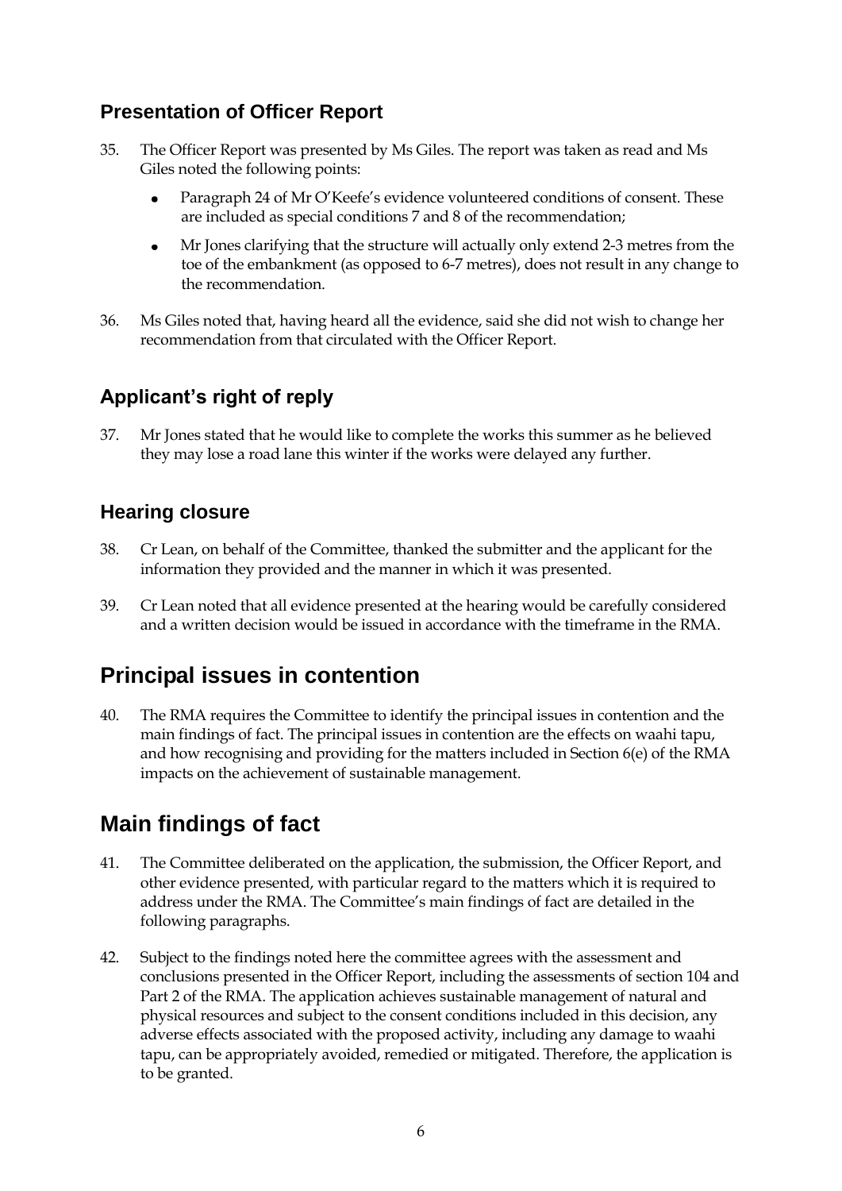### Presentation of Officer Report

35. The Officer Report was presented by Ms Giles. The report was taken as read and Ms Giles noted the following points:

    - Paragraph 24 of Mr O'Keefe's evidence volunteered conditions of consent. These are included as special conditions 7 and 8 of the recommendation;
    - Mr Jones clarifying that the structure will actually only extend 2-3 metres from the toe of the embankment (as opposed to 6-7 metres), does not result in any change to the recommendation.

36. Ms Giles noted that, having heard all the evidence, said she did not wish to change her recommendation from that circulated with the Officer Report.

### Applicant's right of reply

37. Mr Jones stated that he would like to complete the works this summer as he believed they may lose a road lane this winter if the works were delayed any further.

### Hearing closure

38. Cr Lean, on behalf of the Committee, thanked the submitter and the applicant for the information they provided and the manner in which it was presented.

39. Cr Lean noted that all evidence presented at the hearing would be carefully considered and a written decision would be issued in accordance with the timeframe in the RMA.

## Principal issues in contention

40. The RMA requires the Committee to identify the principal issues in contention and the main findings of fact. The principal issues in contention are the effects on waahi tapu, and how recognising and providing for the matters included in Section 6(e) of the RMA impacts on the achievement of sustainable management.

## Main findings of fact

41. The Committee deliberated on the application, the submission, the Officer Report, and other evidence presented, with particular regard to the matters which it is required to address under the RMA. The Committee's main findings of fact are detailed in the following paragraphs.

42. Subject to the findings noted here the committee agrees with the assessment and conclusions presented in the Officer Report, including the assessments of section 104 and Part 2 of the RMA. The application achieves sustainable management of natural and physical resources and subject to the consent conditions included in this decision, any adverse effects associated with the proposed activity, including any damage to waahi tapu, can be appropriately avoided, remedied or mitigated. Therefore, the application is to be granted.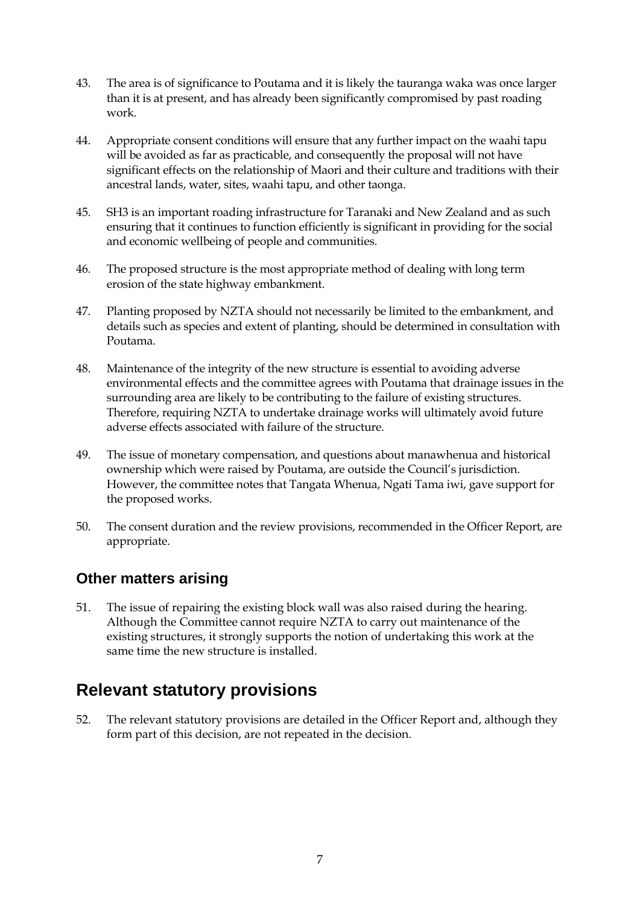43. The area is of significance to Poutama and it is likely the tauranga waka was once larger than it is at present, and has already been significantly compromised by past roading work.

44. Appropriate consent conditions will ensure that any further impact on the waahi tapu will be avoided as far as practicable, and consequently the proposal will not have significant effects on the relationship of Maori and their culture and traditions with their ancestral lands, water, sites, waahi tapu, and other taonga.

45. SH3 is an important roading infrastructure for Taranaki and New Zealand and as such ensuring that it continues to function efficiently is significant in providing for the social and economic wellbeing of people and communities.

46. The proposed structure is the most appropriate method of dealing with long term erosion of the state highway embankment.

47. Planting proposed by NZTA should not necessarily be limited to the embankment, and details such as species and extent of planting, should be determined in consultation with Poutama.

48. Maintenance of the integrity of the new structure is essential to avoiding adverse environmental effects and the committee agrees with Poutama that drainage issues in the surrounding area are likely to be contributing to the failure of existing structures. Therefore, requiring NZTA to undertake drainage works will ultimately avoid future adverse effects associated with failure of the structure.

49. The issue of monetary compensation, and questions about manawhenua and historical ownership which were raised by Poutama, are outside the Council's jurisdiction. However, the committee notes that Tangata Whenua, Ngati Tama iwi, gave support for the proposed works.

50. The consent duration and the review provisions, recommended in the Officer Report, are appropriate.

### Other matters arising

51. The issue of repairing the existing block wall was also raised during the hearing. Although the Committee cannot require NZTA to carry out maintenance of the existing structures, it strongly supports the notion of undertaking this work at the same time the new structure is installed.

## Relevant statutory provisions

52. The relevant statutory provisions are detailed in the Officer Report and, although they form part of this decision, are not repeated in the decision.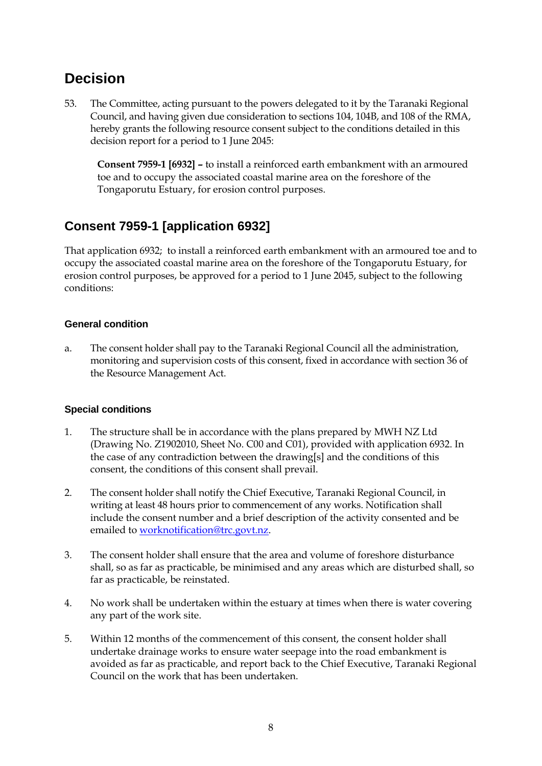## Decision

53. The Committee, acting pursuant to the powers delegated to it by the Taranaki Regional Council, and having given due consideration to sections 104, 104B, and 108 of the RMA, hereby grants the following resource consent subject to the conditions detailed in this decision report for a period to 1 June 2045:

 **Consent 7959-1 [6932] –** to install a reinforced earth embankment with an armoured toe and to occupy the associated coastal marine area on the foreshore of the Tongaporutu Estuary, for erosion control purposes.

## Consent 7959-1 [application 6932]

That application 6932; to install a reinforced earth embankment with an armoured toe and to occupy the associated coastal marine area on the foreshore of the Tongaporutu Estuary, for erosion control purposes, be approved for a period to 1 June 2045, subject to the following conditions:

### General condition

a. The consent holder shall pay to the Taranaki Regional Council all the administration, monitoring and supervision costs of this consent, fixed in accordance with section 36 of the Resource Management Act.

### Special conditions

1. The structure shall be in accordance with the plans prepared by MWH NZ Ltd (Drawing No. Z1902010, Sheet No. C00 and C01), provided with application 6932. In the case of any contradiction between the drawing[s] and the conditions of this consent, the conditions of this consent shall prevail.

2. The consent holder shall notify the Chief Executive, Taranaki Regional Council, in writing at least 48 hours prior to commencement of any works. Notification shall include the consent number and a brief description of the activity consented and be emailed to worknotification@trc.govt.nz.

3. The consent holder shall ensure that the area and volume of foreshore disturbance shall, so as far as practicable, be minimised and any areas which are disturbed shall, so far as practicable, be reinstated.

4. No work shall be undertaken within the estuary at times when there is water covering any part of the work site.

5. Within 12 months of the commencement of this consent, the consent holder shall undertake drainage works to ensure water seepage into the road embankment is avoided as far as practicable, and report back to the Chief Executive, Taranaki Regional Council on the work that has been undertaken.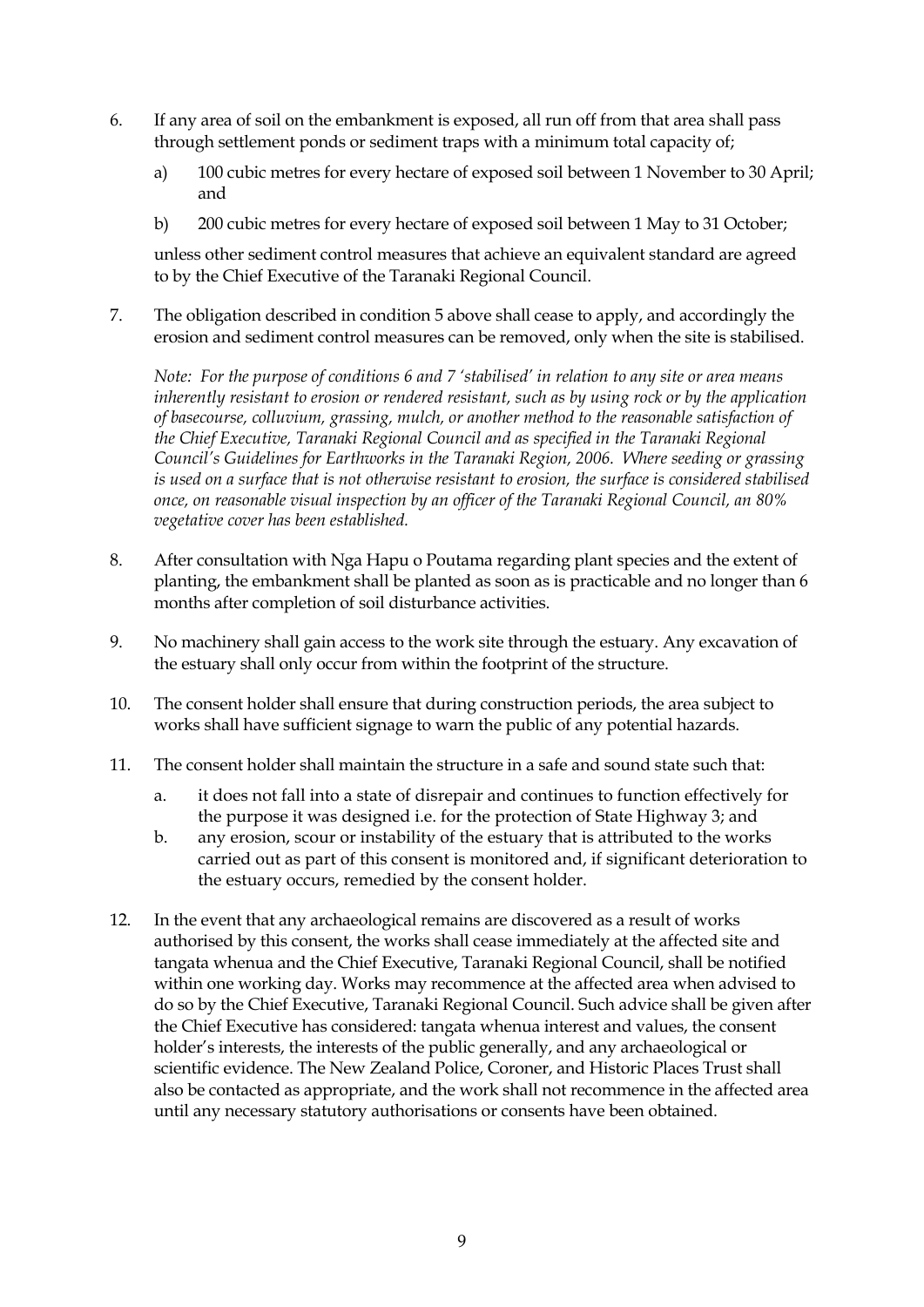6. If any area of soil on the embankment is exposed, all run off from that area shall pass through settlement ponds or sediment traps with a minimum total capacity of;

   a) 100 cubic metres for every hectare of exposed soil between 1 November to 30 April; and

   b) 200 cubic metres for every hectare of exposed soil between 1 May to 31 October;

   unless other sediment control measures that achieve an equivalent standard are agreed to by the Chief Executive of the Taranaki Regional Council.

7. The obligation described in condition 5 above shall cease to apply, and accordingly the erosion and sediment control measures can be removed, only when the site is stabilised.

   *Note: For the purpose of conditions 6 and 7 'stabilised' in relation to any site or area means inherently resistant to erosion or rendered resistant, such as by using rock or by the application of basecourse, colluvium, grassing, mulch, or another method to the reasonable satisfaction of the Chief Executive, Taranaki Regional Council and as specified in the Taranaki Regional Council's Guidelines for Earthworks in the Taranaki Region, 2006. Where seeding or grassing is used on a surface that is not otherwise resistant to erosion, the surface is considered stabilised once, on reasonable visual inspection by an officer of the Taranaki Regional Council, an 80% vegetative cover has been established.*

8. After consultation with Nga Hapu o Poutama regarding plant species and the extent of planting, the embankment shall be planted as soon as is practicable and no longer than 6 months after completion of soil disturbance activities.

9. No machinery shall gain access to the work site through the estuary. Any excavation of the estuary shall only occur from within the footprint of the structure.

10. The consent holder shall ensure that during construction periods, the area subject to works shall have sufficient signage to warn the public of any potential hazards.

11. The consent holder shall maintain the structure in a safe and sound state such that:

    a. it does not fall into a state of disrepair and continues to function effectively for the purpose it was designed i.e. for the protection of State Highway 3; and
    b. any erosion, scour or instability of the estuary that is attributed to the works carried out as part of this consent is monitored and, if significant deterioration to the estuary occurs, remedied by the consent holder.

12. In the event that any archaeological remains are discovered as a result of works authorised by this consent, the works shall cease immediately at the affected site and tangata whenua and the Chief Executive, Taranaki Regional Council, shall be notified within one working day. Works may recommence at the affected area when advised to do so by the Chief Executive, Taranaki Regional Council. Such advice shall be given after the Chief Executive has considered: tangata whenua interest and values, the consent holder's interests, the interests of the public generally, and any archaeological or scientific evidence. The New Zealand Police, Coroner, and Historic Places Trust shall also be contacted as appropriate, and the work shall not recommence in the affected area until any necessary statutory authorisations or consents have been obtained.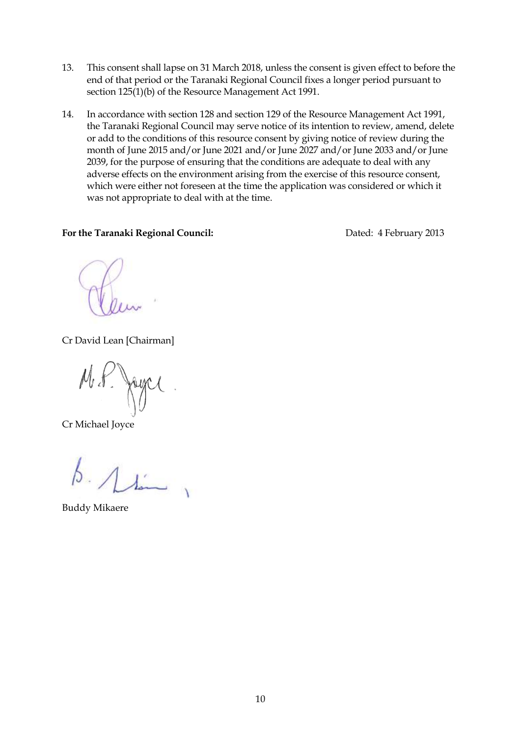13. This consent shall lapse on 31 March 2018, unless the consent is given effect to before the end of that period or the Taranaki Regional Council fixes a longer period pursuant to section 125(1)(b) of the Resource Management Act 1991.

14. In accordance with section 128 and section 129 of the Resource Management Act 1991, the Taranaki Regional Council may serve notice of its intention to review, amend, delete or add to the conditions of this resource consent by giving notice of review during the month of June 2015 and/or June 2021 and/or June 2027 and/or June 2033 and/or June 2039, for the purpose of ensuring that the conditions are adequate to deal with any adverse effects on the environment arising from the exercise of this resource consent, which were either not foreseen at the time the application was considered or which it was not appropriate to deal with at the time.

**For the Taranaki Regional Council:** Dated: 4 February 2013

Cr David Lean [Chairman]

Cr Michael Joyce

Buddy Mikaere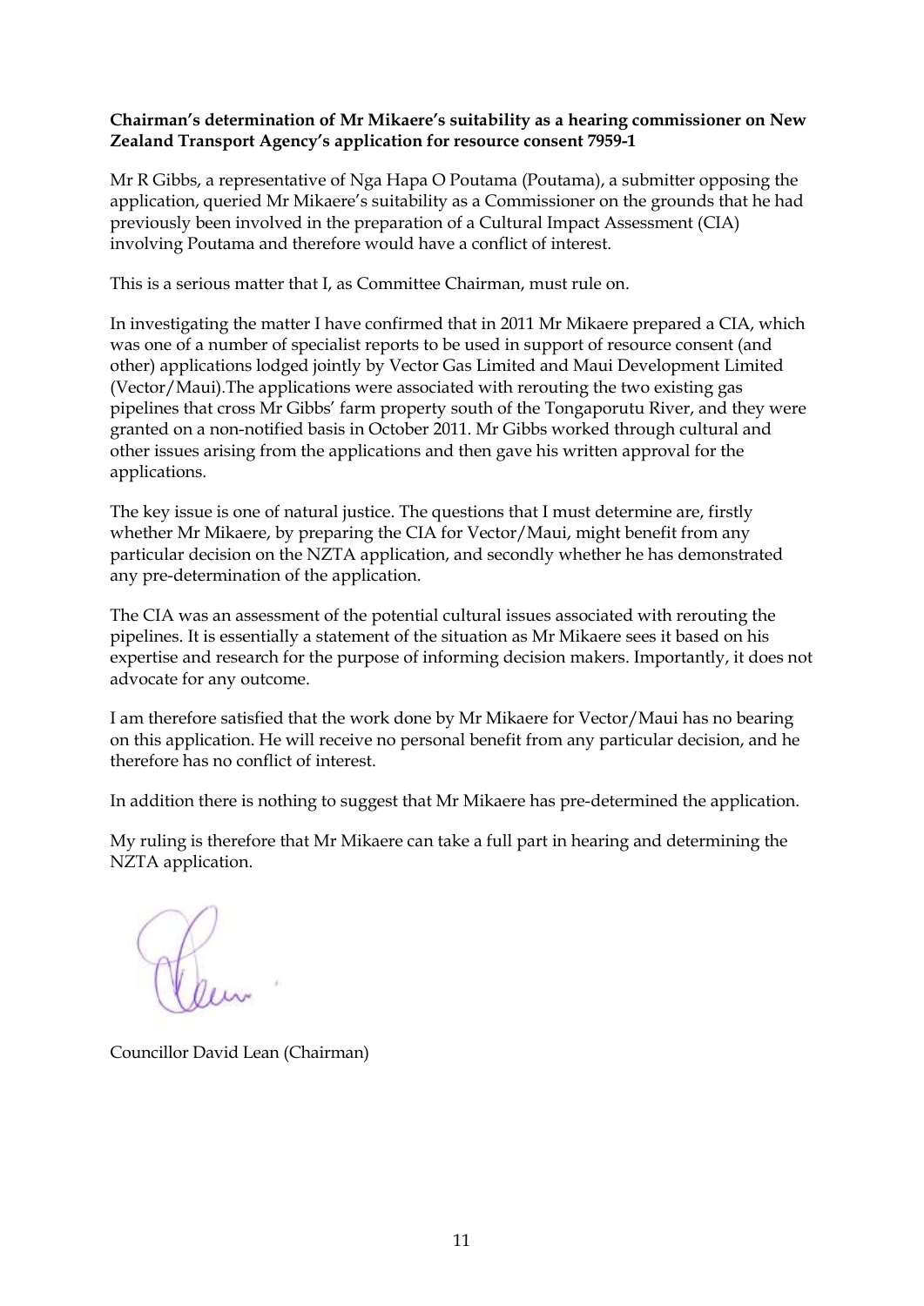**Chairman's determination of Mr Mikaere's suitability as a hearing commissioner on New Zealand Transport Agency's application for resource consent 7959-1**

Mr R Gibbs, a representative of Nga Hapa O Poutama (Poutama), a submitter opposing the application, queried Mr Mikaere's suitability as a Commissioner on the grounds that he had previously been involved in the preparation of a Cultural Impact Assessment (CIA) involving Poutama and therefore would have a conflict of interest.

This is a serious matter that I, as Committee Chairman, must rule on.

In investigating the matter I have confirmed that in 2011 Mr Mikaere prepared a CIA, which was one of a number of specialist reports to be used in support of resource consent (and other) applications lodged jointly by Vector Gas Limited and Maui Development Limited (Vector/Maui).The applications were associated with rerouting the two existing gas pipelines that cross Mr Gibbs' farm property south of the Tongaporutu River, and they were granted on a non-notified basis in October 2011. Mr Gibbs worked through cultural and other issues arising from the applications and then gave his written approval for the applications.

The key issue is one of natural justice. The questions that I must determine are, firstly whether Mr Mikaere, by preparing the CIA for Vector/Maui, might benefit from any particular decision on the NZTA application, and secondly whether he has demonstrated any pre-determination of the application.

The CIA was an assessment of the potential cultural issues associated with rerouting the pipelines. It is essentially a statement of the situation as Mr Mikaere sees it based on his expertise and research for the purpose of informing decision makers. Importantly, it does not advocate for any outcome.

I am therefore satisfied that the work done by Mr Mikaere for Vector/Maui has no bearing on this application. He will receive no personal benefit from any particular decision, and he therefore has no conflict of interest.

In addition there is nothing to suggest that Mr Mikaere has pre-determined the application.

My ruling is therefore that Mr Mikaere can take a full part in hearing and determining the NZTA application.

Councillor David Lean (Chairman)